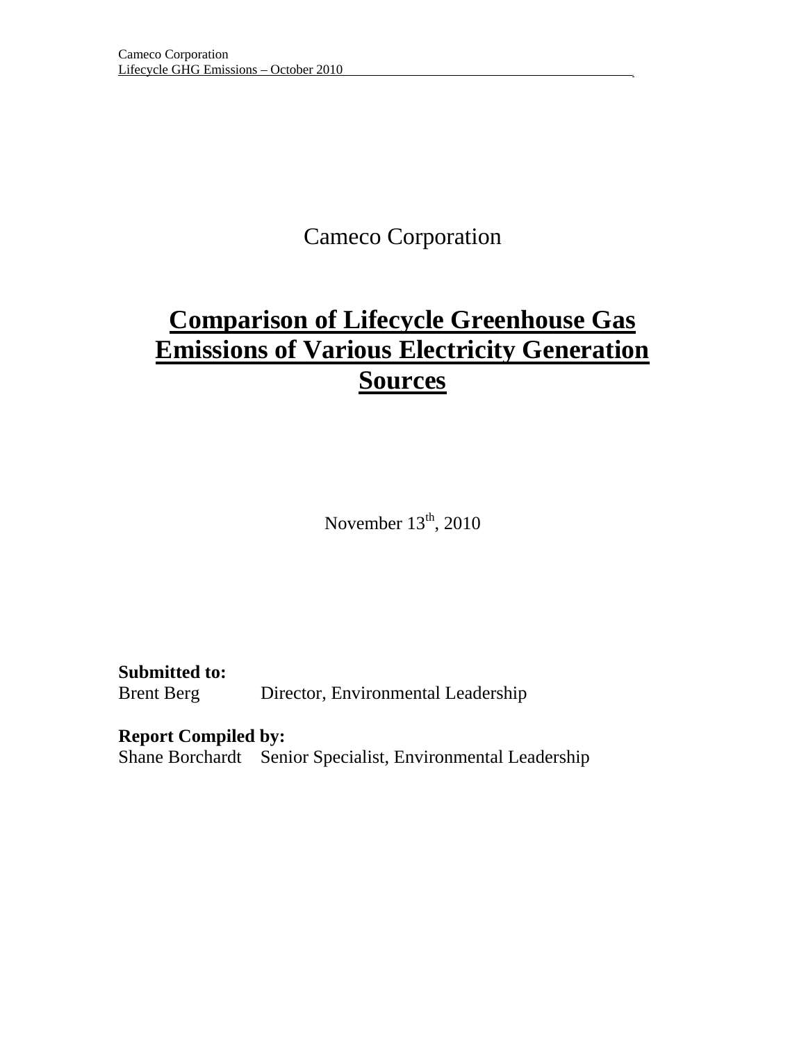Cameco Corporation

# Comparison of Lifecycle Greenhouse Gas Emissions of Various Electricity Generation Sources

November 13th, 2010

**Submitted to:**
Brent Berg Director, Environmental Leadership

**Report Compiled by:**
Shane Borchardt Senior Specialist, Environmental Leadership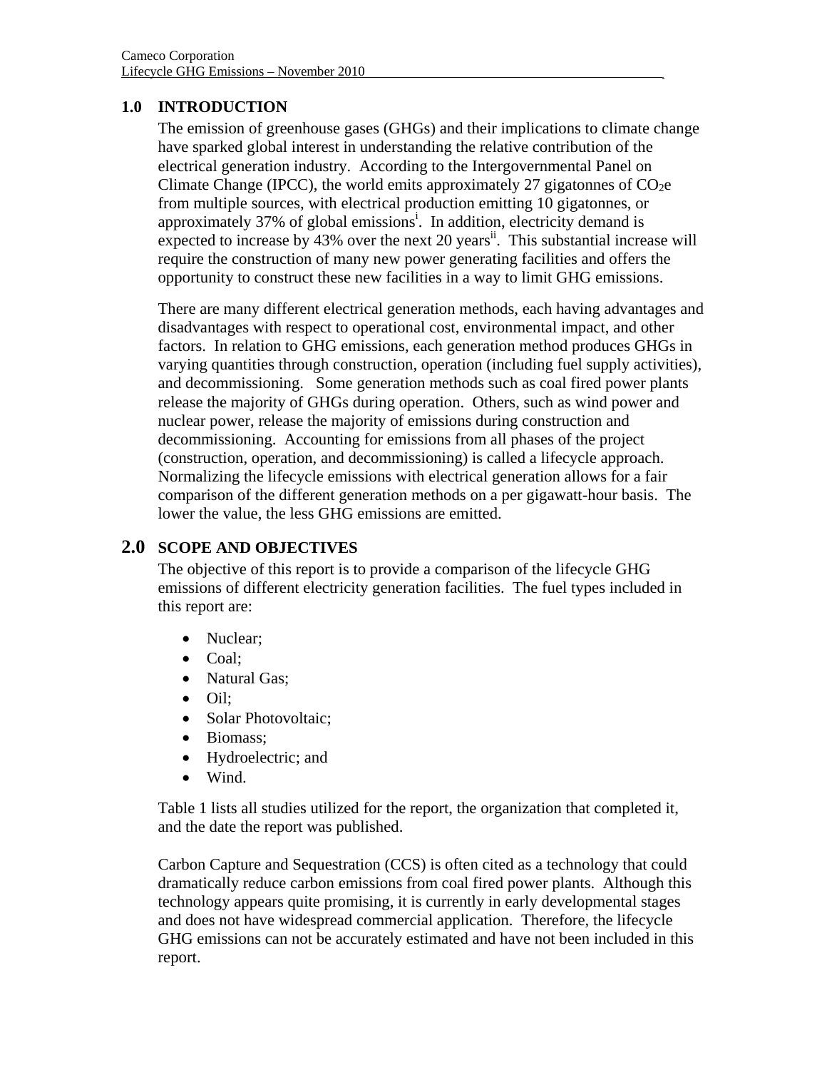## 1.0 INTRODUCTION

The emission of greenhouse gases (GHGs) and their implications to climate change have sparked global interest in understanding the relative contribution of the electrical generation industry. According to the Intergovernmental Panel on Climate Change (IPCC), the world emits approximately 27 gigatonnes of $CO_2$e from multiple sources, with electrical production emitting 10 gigatonnes, or approximately 37% of global emissions[i]. In addition, electricity demand is expected to increase by 43% over the next 20 years[ii]. This substantial increase will require the construction of many new power generating facilities and offers the opportunity to construct these new facilities in a way to limit GHG emissions.

There are many different electrical generation methods, each having advantages and disadvantages with respect to operational cost, environmental impact, and other factors. In relation to GHG emissions, each generation method produces GHGs in varying quantities through construction, operation (including fuel supply activities), and decommissioning. Some generation methods such as coal fired power plants release the majority of GHGs during operation. Others, such as wind power and nuclear power, release the majority of emissions during construction and decommissioning. Accounting for emissions from all phases of the project (construction, operation, and decommissioning) is called a lifecycle approach. Normalizing the lifecycle emissions with electrical generation allows for a fair comparison of the different generation methods on a per gigawatt-hour basis. The lower the value, the less GHG emissions are emitted.

## 2.0 SCOPE AND OBJECTIVES

The objective of this report is to provide a comparison of the lifecycle GHG emissions of different electricity generation facilities. The fuel types included in this report are:

- Nuclear;
- Coal;
- Natural Gas;
- Oil;
- Solar Photovoltaic;
- Biomass;
- Hydroelectric; and
- Wind.

Table 1 lists all studies utilized for the report, the organization that completed it, and the date the report was published.

Carbon Capture and Sequestration (CCS) is often cited as a technology that could dramatically reduce carbon emissions from coal fired power plants. Although this technology appears quite promising, it is currently in early developmental stages and does not have widespread commercial application. Therefore, the lifecycle GHG emissions can not be accurately estimated and have not been included in this report.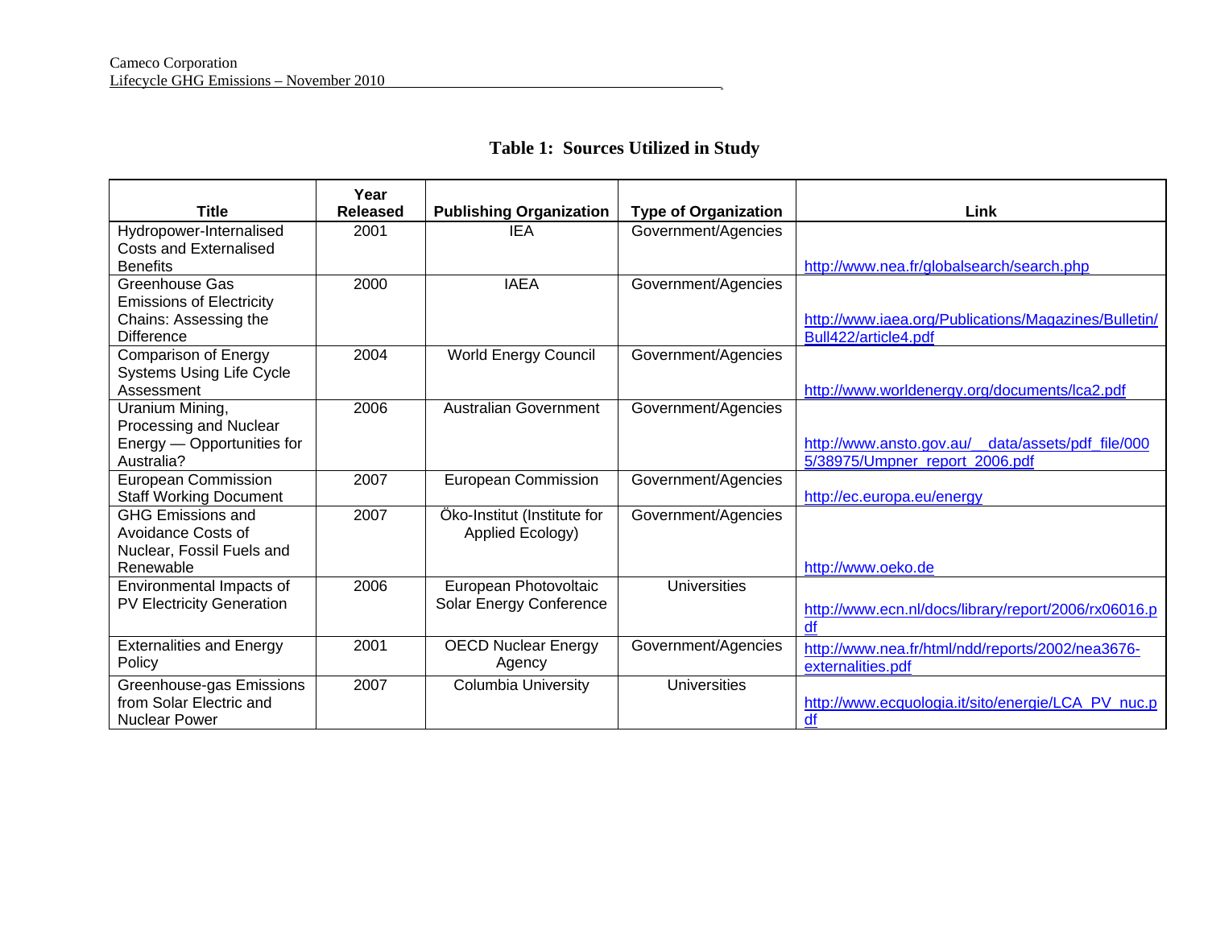## Table 1: Sources Utilized in Study

| Title | Year Released | Publishing Organization | Type of Organization | Link |
|---|---|---|---|---|
| Hydropower-Internalised Costs and Externalised Benefits | 2001 | IEA | Government/Agencies | http://www.nea.fr/globalsearch/search.php |
| Greenhouse Gas Emissions of Electricity Chains: Assessing the Difference | 2000 | IAEA | Government/Agencies | http://www.iaea.org/Publications/Magazines/Bulletin/Bull422/article4.pdf |
| Comparison of Energy Systems Using Life Cycle Assessment | 2004 | World Energy Council | Government/Agencies | http://www.worldenergy.org/documents/lca2.pdf |
| Uranium Mining, Processing and Nuclear Energy — Opportunities for Australia? | 2006 | Australian Government | Government/Agencies | http://www.ansto.gov.au/__data/assets/pdf_file/0005/38975/Umpner_report_2006.pdf |
| European Commission Staff Working Document | 2007 | European Commission | Government/Agencies | http://ec.europa.eu/energy |
| GHG Emissions and Avoidance Costs of Nuclear, Fossil Fuels and Renewable | 2007 | Öko-Institut (Institute for Applied Ecology) | Government/Agencies | http://www.oeko.de |
| Environmental Impacts of PV Electricity Generation | 2006 | European Photovoltaic Solar Energy Conference | Universities | http://www.ecn.nl/docs/library/report/2006/rx06016.pdf |
| Externalities and Energy Policy | 2001 | OECD Nuclear Energy Agency | Government/Agencies | http://www.nea.fr/html/ndd/reports/2002/nea3676-externalities.pdf |
| Greenhouse-gas Emissions from Solar Electric and Nuclear Power | 2007 | Columbia University | Universities | http://www.ecquologia.it/sito/energie/LCA_PV_nuc.pdf |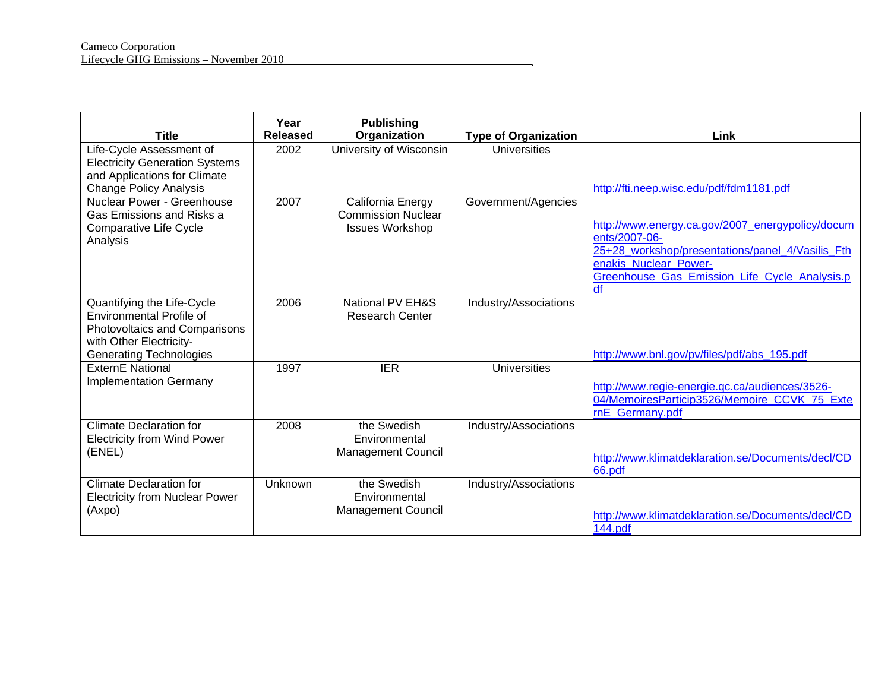| Title | Year Released | Publishing Organization | Type of Organization | Link |
|---|---|---|---|---|
| Life-Cycle Assessment of Electricity Generation Systems and Applications for Climate Change Policy Analysis | 2002 | University of Wisconsin | Universities | http://fti.neep.wisc.edu/pdf/fdm1181.pdf |
| Nuclear Power - Greenhouse Gas Emissions and Risks a Comparative Life Cycle Analysis | 2007 | California Energy Commission Nuclear Issues Workshop | Government/Agencies | http://www.energy.ca.gov/2007_energypolicy/documents/2007-06-25+28_workshop/presentations/panel_4/Vasilis_Fthenakis_Nuclear_Power-Greenhouse_Gas_Emission_Life_Cycle_Analysis.pdf |
| Quantifying the Life-Cycle Environmental Profile of Photovoltaics and Comparisons with Other Electricity-Generating Technologies | 2006 | National PV EH&S Research Center | Industry/Associations | http://www.bnl.gov/pv/files/pdf/abs_195.pdf |
| ExternE National Implementation Germany | 1997 | IER | Universities | http://www.regie-energie.qc.ca/audiences/3526-04/MemoiresParticip3526/Memoire_CCVK_75_ExternE_Germany.pdf |
| Climate Declaration for Electricity from Wind Power (ENEL) | 2008 | the Swedish Environmental Management Council | Industry/Associations | http://www.klimatdeklaration.se/Documents/decl/CD66.pdf |
| Climate Declaration for Electricity from Nuclear Power (Axpo) | Unknown | the Swedish Environmental Management Council | Industry/Associations | http://www.klimatdeklaration.se/Documents/decl/CD144.pdf |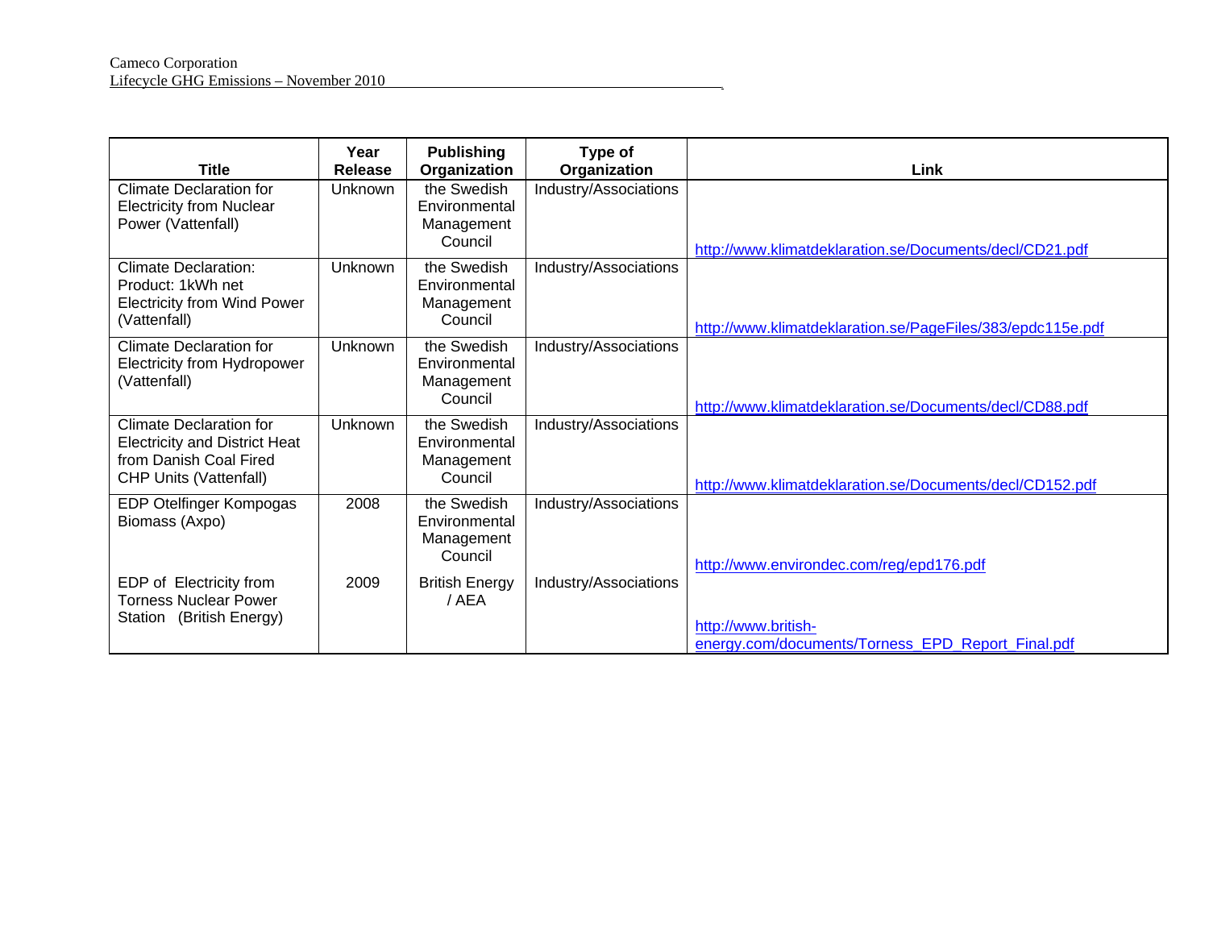| Title | Year Release | Publishing Organization | Type of Organization | Link |
| --- | --- | --- | --- | --- |
| Climate Declaration for Electricity from Nuclear Power (Vattenfall) | Unknown | the Swedish Environmental Management Council | Industry/Associations | http://www.klimatdeklaration.se/Documents/decl/CD21.pdf |
| Climate Declaration: Product: 1kWh net Electricity from Wind Power (Vattenfall) | Unknown | the Swedish Environmental Management Council | Industry/Associations | http://www.klimatdeklaration.se/PageFiles/383/epdc115e.pdf |
| Climate Declaration for Electricity from Hydropower (Vattenfall) | Unknown | the Swedish Environmental Management Council | Industry/Associations | http://www.klimatdeklaration.se/Documents/decl/CD88.pdf |
| Climate Declaration for Electricity and District Heat from Danish Coal Fired CHP Units (Vattenfall) | Unknown | the Swedish Environmental Management Council | Industry/Associations | http://www.klimatdeklaration.se/Documents/decl/CD152.pdf |
| EDP Otelfinger Kompogas Biomass (Axpo) | 2008 | the Swedish Environmental Management Council | Industry/Associations | http://www.environdec.com/reg/epd176.pdf |
| EDP of Electricity from Torness Nuclear Power Station (British Energy) | 2009 | British Energy / AEA | Industry/Associations | http://www.british-energy.com/documents/Torness_EPD_Report_Final.pdf |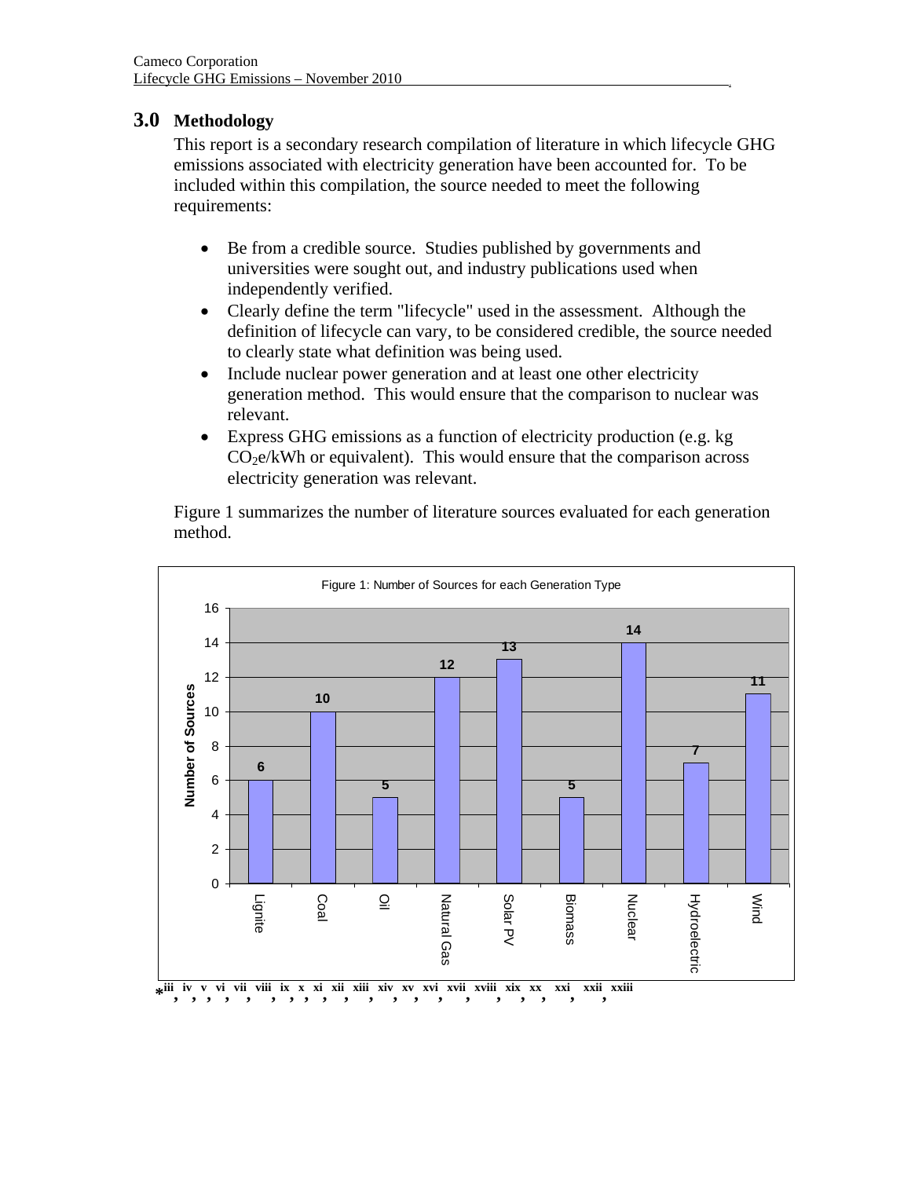## 3.0 Methodology

This report is a secondary research compilation of literature in which lifecycle GHG emissions associated with electricity generation have been accounted for. To be included within this compilation, the source needed to meet the following requirements:

- Be from a credible source. Studies published by governments and universities were sought out, and industry publications used when independently verified.
- Clearly define the term "lifecycle" used in the assessment. Although the definition of lifecycle can vary, to be considered credible, the source needed to clearly state what definition was being used.
- Include nuclear power generation and at least one other electricity generation method. This would ensure that the comparison to nuclear was relevant.
- Express GHG emissions as a function of electricity production (e.g. kg $CO_2$e/kWh or equivalent). This would ensure that the comparison across electricity generation was relevant.

Figure 1 summarizes the number of literature sources evaluated for each generation method.

Figure 1: Number of Sources for each Generation Type

| Generation Type | Number of Sources |
|---|---|
| Lignite | 6 |
| Coal | 10 |
| Oil | 5 |
| Natural Gas | 12 |
| Solar PV | 13 |
| Biomass | 5 |
| Nuclear | 14 |
| Hydroelectric | 7 |
| Wind | 11 |

*[iii, iv, v, vi, vii, viii, ix, x, xi, xii, xiii, xiv, xv, xvi, xvii, xviii, xix, xx, xxi, xxii, xxiii]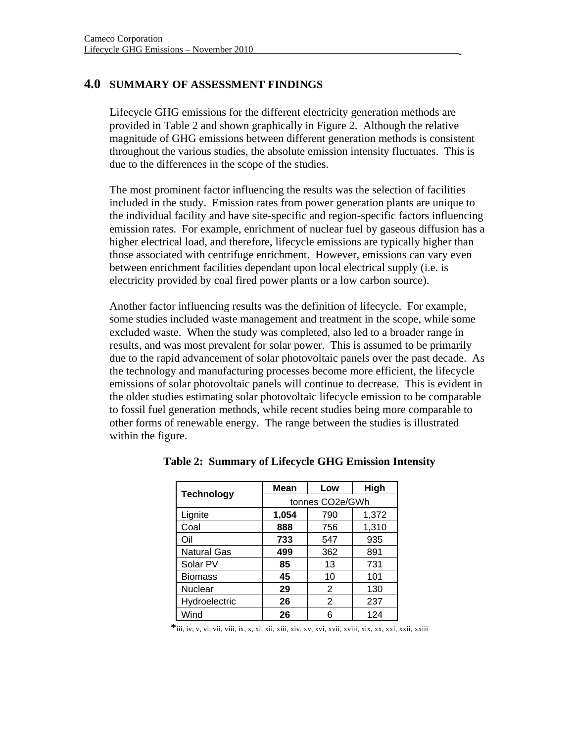## 4.0 SUMMARY OF ASSESSMENT FINDINGS

Lifecycle GHG emissions for the different electricity generation methods are provided in Table 2 and shown graphically in Figure 2. Although the relative magnitude of GHG emissions between different generation methods is consistent throughout the various studies, the absolute emission intensity fluctuates. This is due to the differences in the scope of the studies.

The most prominent factor influencing the results was the selection of facilities included in the study. Emission rates from power generation plants are unique to the individual facility and have site-specific and region-specific factors influencing emission rates. For example, enrichment of nuclear fuel by gaseous diffusion has a higher electrical load, and therefore, lifecycle emissions are typically higher than those associated with centrifuge enrichment. However, emissions can vary even between enrichment facilities dependant upon local electrical supply (i.e. is electricity provided by coal fired power plants or a low carbon source).

Another factor influencing results was the definition of lifecycle. For example, some studies included waste management and treatment in the scope, while some excluded waste. When the study was completed, also led to a broader range in results, and was most prevalent for solar power. This is assumed to be primarily due to the rapid advancement of solar photovoltaic panels over the past decade. As the technology and manufacturing processes become more efficient, the lifecycle emissions of solar photovoltaic panels will continue to decrease. This is evident in the older studies estimating solar photovoltaic lifecycle emission to be comparable to fossil fuel generation methods, while recent studies being more comparable to other forms of renewable energy. The range between the studies is illustrated within the figure.

**Table 2: Summary of Lifecycle GHG Emission Intensity**

| Technology | Mean | Low | High |
|---|---|---|---|
| | tonnes CO2e/GWh | | |
| Lignite | **1,054** | 790 | 1,372 |
| Coal | **888** | 756 | 1,310 |
| Oil | **733** | 547 | 935 |
| Natural Gas | **499** | 362 | 891 |
| Solar PV | **85** | 13 | 731 |
| Biomass | **45** | 10 | 101 |
| Nuclear | **29** | 2 | 130 |
| Hydroelectric | **26** | 2 | 237 |
| Wind | **26** | 6 | 124 |

*[iii, iv, v, vi, vii, viii, ix, x, xi, xii, xiii, xiv, xv, xvi, xvii, xviii, xix, xx, xxi, xxii, xxiii]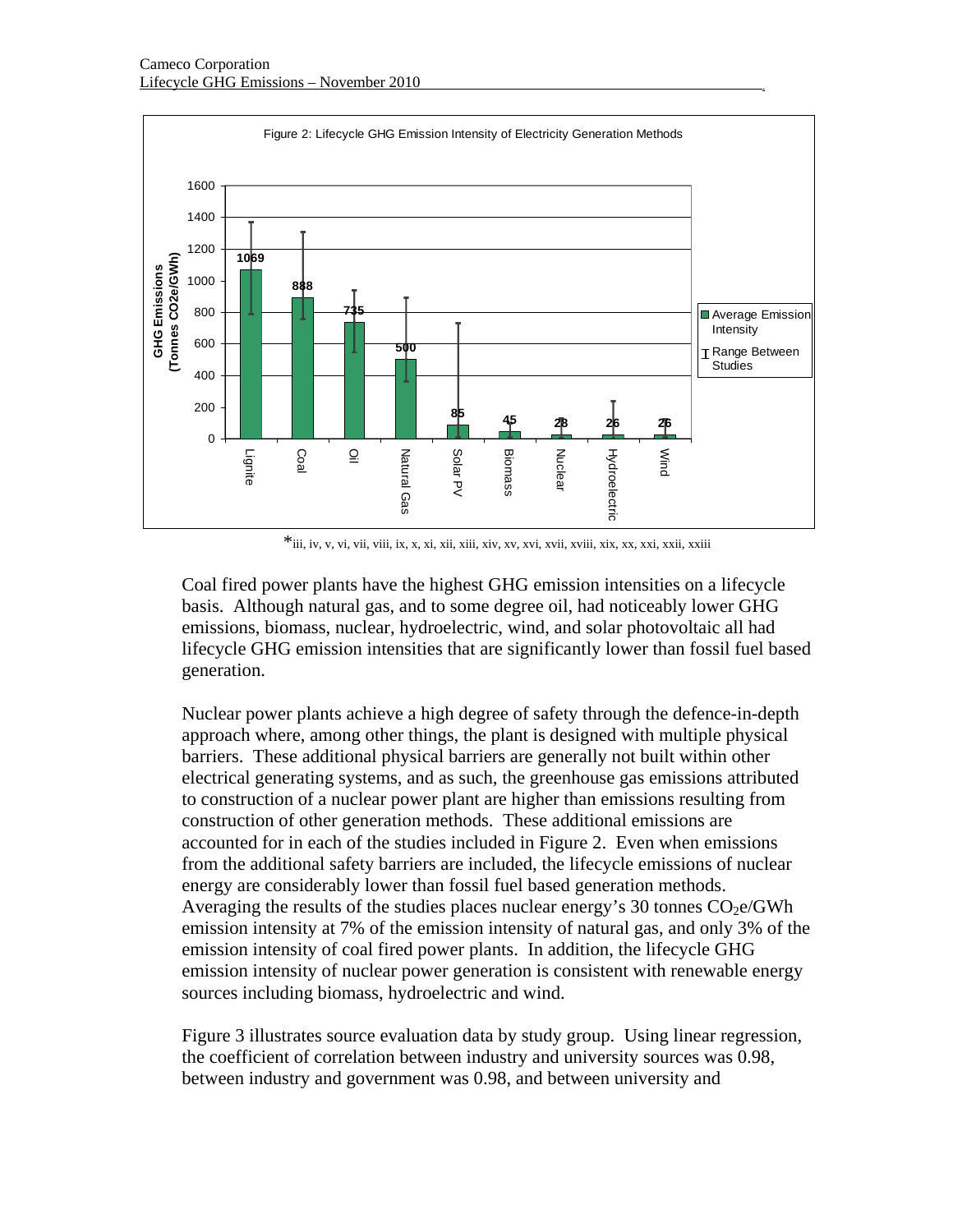Figure 2: Lifecycle GHG Emission Intensity of Electricity Generation Methods

| Generation Method | Average Emission Intensity (Tonnes CO2e/GWh) |
|---|---|
| Lignite | 1069 |
| Coal | 888 |
| Oil | 735 |
| Natural Gas | 500 |
| Solar PV | 85 |
| Biomass | 45 |
| Nuclear | 28 |
| Hydroelectric | 26 |
| Wind | 26 |

*iii, iv, v, vi, vii, viii, ix, x, xi, xii, xiii, xiv, xv, xvi, xvii, xviii, xix, xx, xxi, xxii, xxiii

Coal fired power plants have the highest GHG emission intensities on a lifecycle basis. Although natural gas, and to some degree oil, had noticeably lower GHG emissions, biomass, nuclear, hydroelectric, wind, and solar photovoltaic all had lifecycle GHG emission intensities that are significantly lower than fossil fuel based generation.

Nuclear power plants achieve a high degree of safety through the defence-in-depth approach where, among other things, the plant is designed with multiple physical barriers. These additional physical barriers are generally not built within other electrical generating systems, and as such, the greenhouse gas emissions attributed to construction of a nuclear power plant are higher than emissions resulting from construction of other generation methods. These additional emissions are accounted for in each of the studies included in Figure 2. Even when emissions from the additional safety barriers are included, the lifecycle emissions of nuclear energy are considerably lower than fossil fuel based generation methods. Averaging the results of the studies places nuclear energy's 30 tonnes $CO_2$e/GWh emission intensity at 7% of the emission intensity of natural gas, and only 3% of the emission intensity of coal fired power plants. In addition, the lifecycle GHG emission intensity of nuclear power generation is consistent with renewable energy sources including biomass, hydroelectric and wind.

Figure 3 illustrates source evaluation data by study group. Using linear regression, the coefficient of correlation between industry and university sources was 0.98, between industry and government was 0.98, and between university and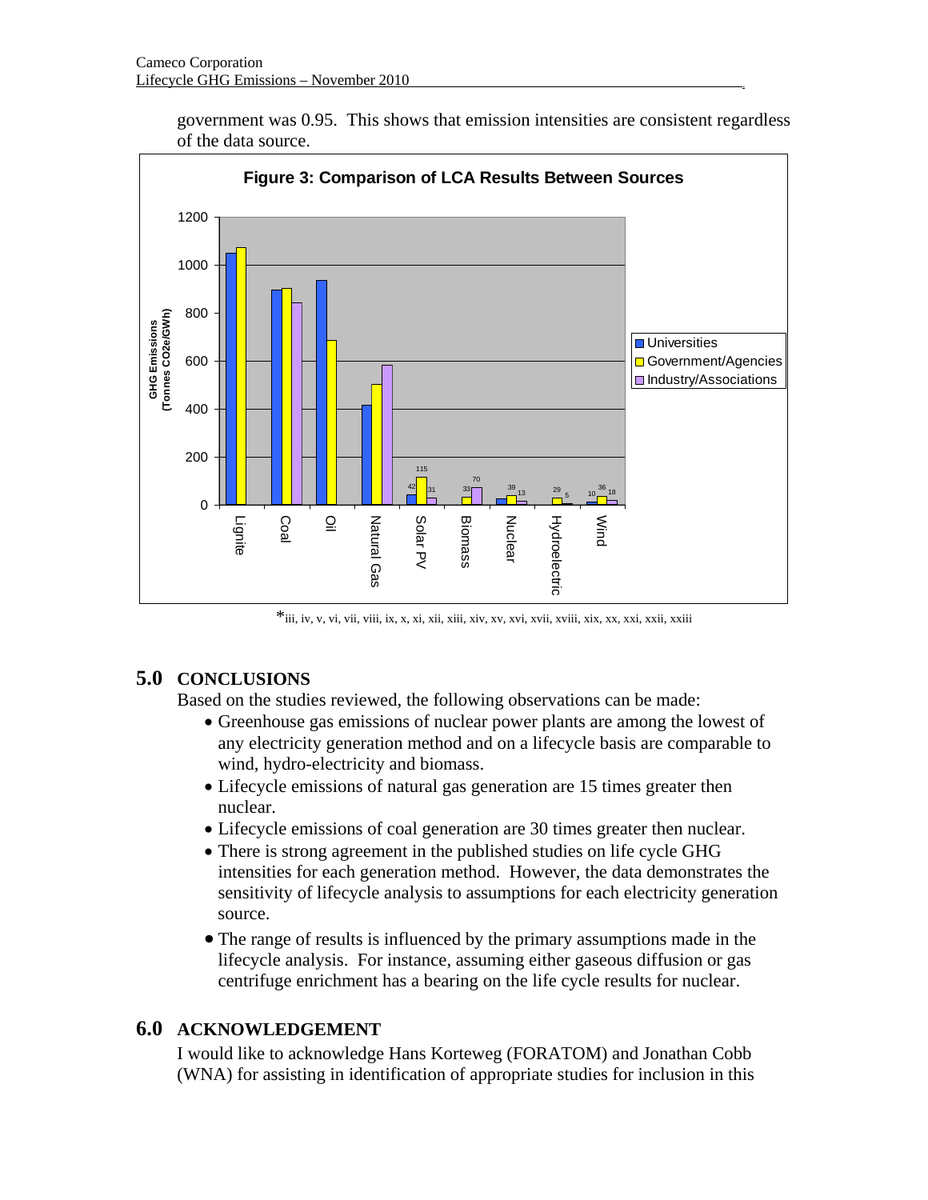government was 0.95. This shows that emission intensities are consistent regardless of the data source.

**Figure 3: Comparison of LCA Results Between Sources**

*iii, iv, v, vi, vii, viii, ix, x, xi, xii, xiii, xiv, xv, xvi, xvii, xviii, xix, xx, xxi, xxii, xxiii

## 5.0 CONCLUSIONS

Based on the studies reviewed, the following observations can be made:

- Greenhouse gas emissions of nuclear power plants are among the lowest of any electricity generation method and on a lifecycle basis are comparable to wind, hydro-electricity and biomass.
- Lifecycle emissions of natural gas generation are 15 times greater then nuclear.
- Lifecycle emissions of coal generation are 30 times greater then nuclear.
- There is strong agreement in the published studies on life cycle GHG intensities for each generation method. However, the data demonstrates the sensitivity of lifecycle analysis to assumptions for each electricity generation source.
- The range of results is influenced by the primary assumptions made in the lifecycle analysis. For instance, assuming either gaseous diffusion or gas centrifuge enrichment has a bearing on the life cycle results for nuclear.

## 6.0 ACKNOWLEDGEMENT

I would like to acknowledge Hans Korteweg (FORATOM) and Jonathan Cobb (WNA) for assisting in identification of appropriate studies for inclusion in this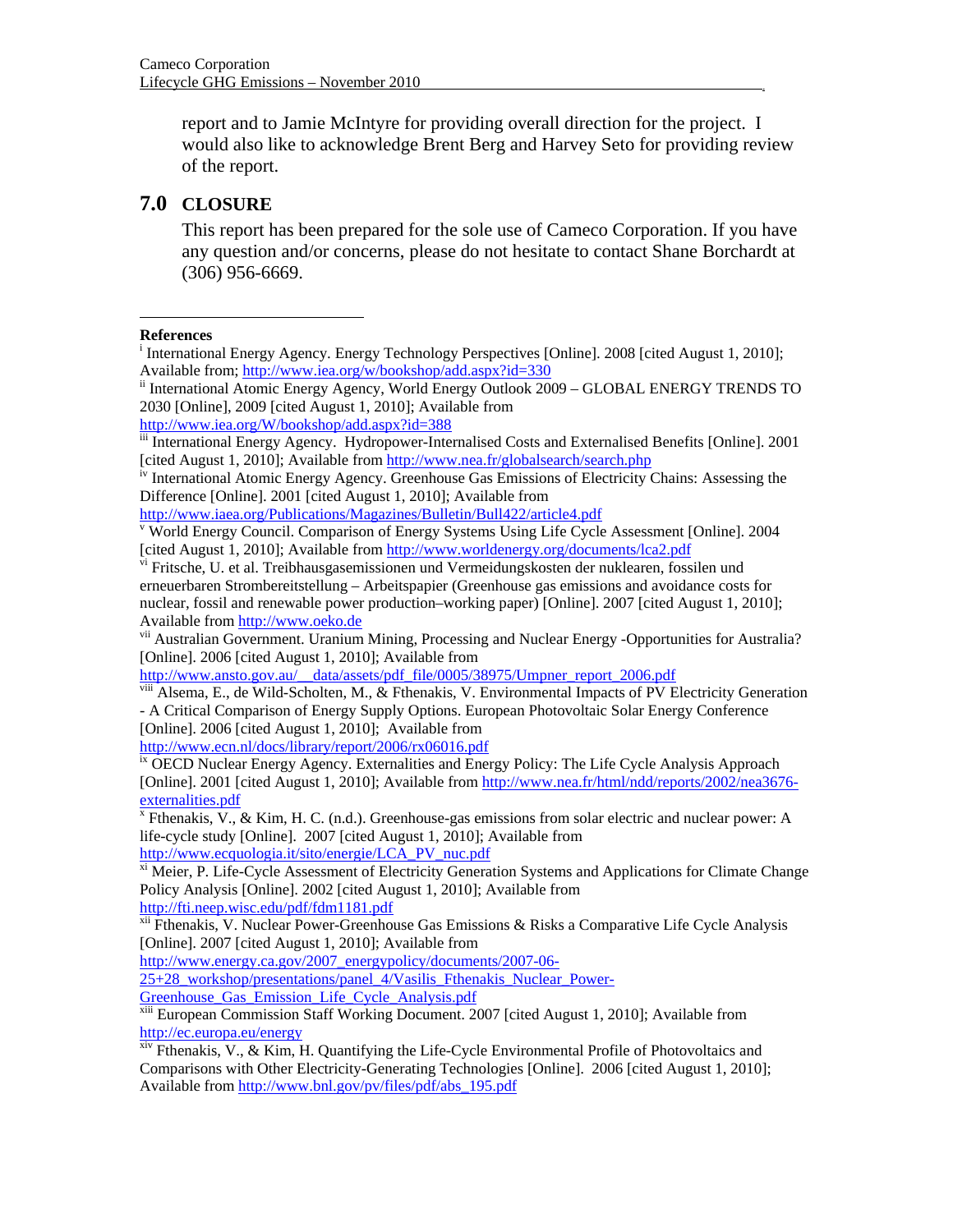report and to Jamie McIntyre for providing overall direction for the project. I would also like to acknowledge Brent Berg and Harvey Seto for providing review of the report.

## 7.0 CLOSURE

This report has been prepared for the sole use of Cameco Corporation. If you have any question and/or concerns, please do not hesitate to contact Shane Borchardt at (306) 956-6669.

---

**References**

[i] International Energy Agency. Energy Technology Perspectives [Online]. 2008 [cited August 1, 2010]; Available from; http://www.iea.org/w/bookshop/add.aspx?id=330

[ii] International Atomic Energy Agency, World Energy Outlook 2009 – GLOBAL ENERGY TRENDS TO 2030 [Online], 2009 [cited August 1, 2010]; Available from http://www.iea.org/W/bookshop/add.aspx?id=388

[iii] International Energy Agency. Hydropower-Internalised Costs and Externalised Benefits [Online]. 2001 [cited August 1, 2010]; Available from http://www.nea.fr/globalsearch/search.php

[iv] International Atomic Energy Agency. Greenhouse Gas Emissions of Electricity Chains: Assessing the Difference [Online]. 2001 [cited August 1, 2010]; Available from http://www.iaea.org/Publications/Magazines/Bulletin/Bull422/article4.pdf

[v] World Energy Council. Comparison of Energy Systems Using Life Cycle Assessment [Online]. 2004 [cited August 1, 2010]; Available from http://www.worldenergy.org/documents/lca2.pdf

[vi] Fritsche, U. et al. Treibhausgasemissionen und Vermeidungskosten der nuklearen, fossilen und erneuerbaren Strombereitstellung – Arbeitspapier (Greenhouse gas emissions and avoidance costs for nuclear, fossil and renewable power production–working paper) [Online]. 2007 [cited August 1, 2010]; Available from http://www.oeko.de

[vii] Australian Government. Uranium Mining, Processing and Nuclear Energy -Opportunities for Australia? [Online]. 2006 [cited August 1, 2010]; Available from http://www.ansto.gov.au/__data/assets/pdf_file/0005/38975/Umpner_report_2006.pdf

[viii] Alsema, E., de Wild-Scholten, M., & Fthenakis, V. Environmental Impacts of PV Electricity Generation - A Critical Comparison of Energy Supply Options. European Photovoltaic Solar Energy Conference [Online]. 2006 [cited August 1, 2010]; Available from http://www.ecn.nl/docs/library/report/2006/rx06016.pdf

[ix] OECD Nuclear Energy Agency. Externalities and Energy Policy: The Life Cycle Analysis Approach [Online]. 2001 [cited August 1, 2010]; Available from http://www.nea.fr/html/ndd/reports/2002/nea3676-externalities.pdf

[x] Fthenakis, V., & Kim, H. C. (n.d.). Greenhouse-gas emissions from solar electric and nuclear power: A life-cycle study [Online]. 2007 [cited August 1, 2010]; Available from http://www.ecquologia.it/sito/energie/LCA_PV_nuc.pdf

[xi] Meier, P. Life-Cycle Assessment of Electricity Generation Systems and Applications for Climate Change Policy Analysis [Online]. 2002 [cited August 1, 2010]; Available from http://fti.neep.wisc.edu/pdf/fdm1181.pdf

[xii] Fthenakis, V. Nuclear Power-Greenhouse Gas Emissions & Risks a Comparative Life Cycle Analysis [Online]. 2007 [cited August 1, 2010]; Available from http://www.energy.ca.gov/2007_energypolicy/documents/2007-06-25+28_workshop/presentations/panel_4/Vasilis_Fthenakis_Nuclear_Power-Greenhouse_Gas_Emission_Life_Cycle_Analysis.pdf

[xiii] European Commission Staff Working Document. 2007 [cited August 1, 2010]; Available from http://ec.europa.eu/energy

[xiv] Fthenakis, V., & Kim, H. Quantifying the Life-Cycle Environmental Profile of Photovoltaics and Comparisons with Other Electricity-Generating Technologies [Online]. 2006 [cited August 1, 2010]; Available from http://www.bnl.gov/pv/files/pdf/abs_195.pdf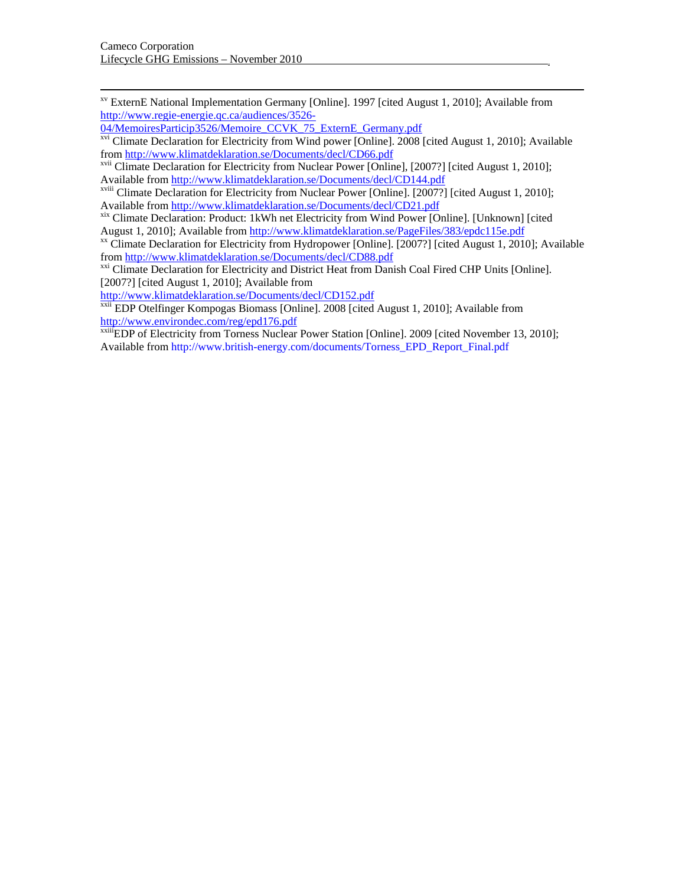[xv] ExternE National Implementation Germany [Online]. 1997 [cited August 1, 2010]; Available from http://www.regie-energie.qc.ca/audiences/3526-04/MemoiresParticip3526/Memoire_CCVK_75_ExternE_Germany.pdf

[xvi] Climate Declaration for Electricity from Wind power [Online]. 2008 [cited August 1, 2010]; Available from http://www.klimatdeklaration.se/Documents/decl/CD66.pdf

[xvii] Climate Declaration for Electricity from Nuclear Power [Online], [2007?] [cited August 1, 2010]; Available from http://www.klimatdeklaration.se/Documents/decl/CD144.pdf

[xviii] Climate Declaration for Electricity from Nuclear Power [Online]. [2007?] [cited August 1, 2010]; Available from http://www.klimatdeklaration.se/Documents/decl/CD21.pdf

[xix] Climate Declaration: Product: 1kWh net Electricity from Wind Power [Online]. [Unknown] [cited August 1, 2010]; Available from http://www.klimatdeklaration.se/PageFiles/383/epdc115e.pdf

[xx] Climate Declaration for Electricity from Hydropower [Online]. [2007?] [cited August 1, 2010]; Available from http://www.klimatdeklaration.se/Documents/decl/CD88.pdf

[xxi] Climate Declaration for Electricity and District Heat from Danish Coal Fired CHP Units [Online]. [2007?] [cited August 1, 2010]; Available from http://www.klimatdeklaration.se/Documents/decl/CD152.pdf

[xxii] EDP Otelfinger Kompogas Biomass [Online]. 2008 [cited August 1, 2010]; Available from http://www.environdec.com/reg/epd176.pdf

[xxiii]EDP of Electricity from Torness Nuclear Power Station [Online]. 2009 [cited November 13, 2010]; Available from http://www.british-energy.com/documents/Torness_EPD_Report_Final.pdf